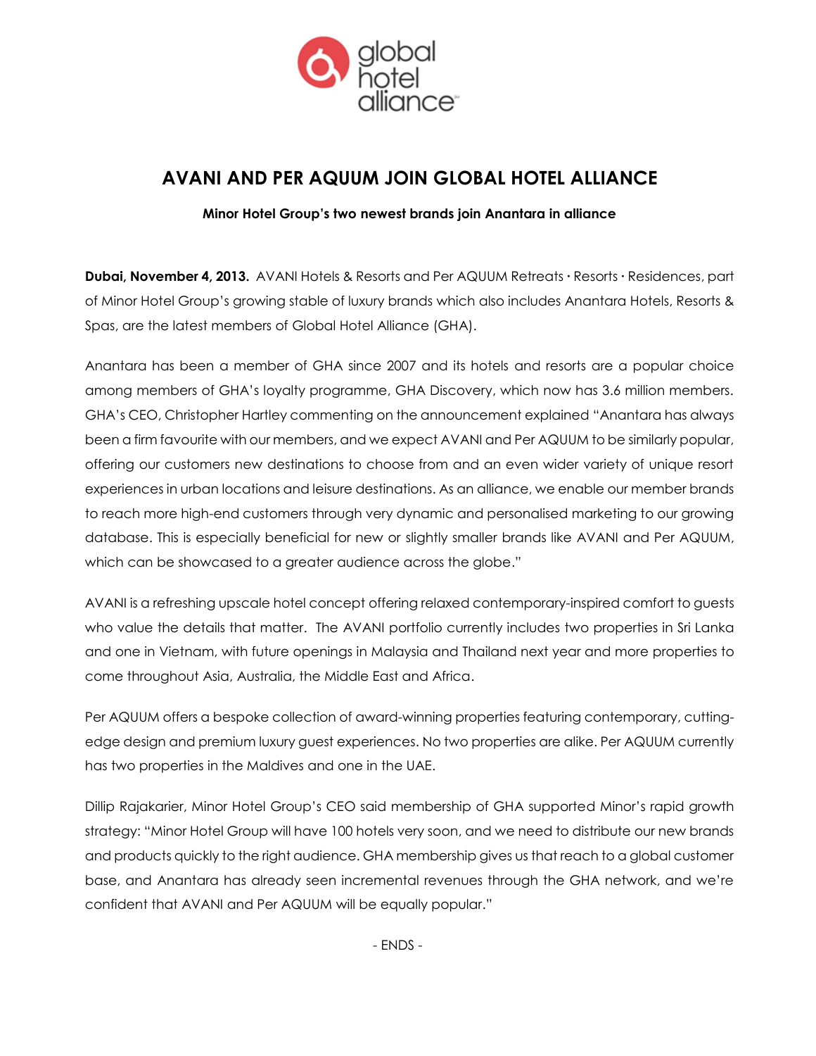# AVANI AND PER AQUUM JOIN GLOBAL HOTEL ALLIANCE

**Minor Hotel Group's two newest brands join Anantara in alliance**

**Dubai, November 4, 2013.** AVANI Hotels & Resorts and Per AQUUM Retreats · Resorts · Residences, part of Minor Hotel Group's growing stable of luxury brands which also includes Anantara Hotels, Resorts & Spas, are the latest members of Global Hotel Alliance (GHA).

Anantara has been a member of GHA since 2007 and its hotels and resorts are a popular choice among members of GHA's loyalty programme, GHA Discovery, which now has 3.6 million members. GHA's CEO, Christopher Hartley commenting on the announcement explained "Anantara has always been a firm favourite with our members, and we expect AVANI and Per AQUUM to be similarly popular, offering our customers new destinations to choose from and an even wider variety of unique resort experiences in urban locations and leisure destinations. As an alliance, we enable our member brands to reach more high-end customers through very dynamic and personalised marketing to our growing database. This is especially beneficial for new or slightly smaller brands like AVANI and Per AQUUM, which can be showcased to a greater audience across the globe."

AVANI is a refreshing upscale hotel concept offering relaxed contemporary-inspired comfort to guests who value the details that matter. The AVANI portfolio currently includes two properties in Sri Lanka and one in Vietnam, with future openings in Malaysia and Thailand next year and more properties to come throughout Asia, Australia, the Middle East and Africa.

Per AQUUM offers a bespoke collection of award-winning properties featuring contemporary, cutting-edge design and premium luxury guest experiences. No two properties are alike. Per AQUUM currently has two properties in the Maldives and one in the UAE.

Dillip Rajakarier, Minor Hotel Group's CEO said membership of GHA supported Minor's rapid growth strategy: "Minor Hotel Group will have 100 hotels very soon, and we need to distribute our new brands and products quickly to the right audience. GHA membership gives us that reach to a global customer base, and Anantara has already seen incremental revenues through the GHA network, and we're confident that AVANI and Per AQUUM will be equally popular."

- ENDS -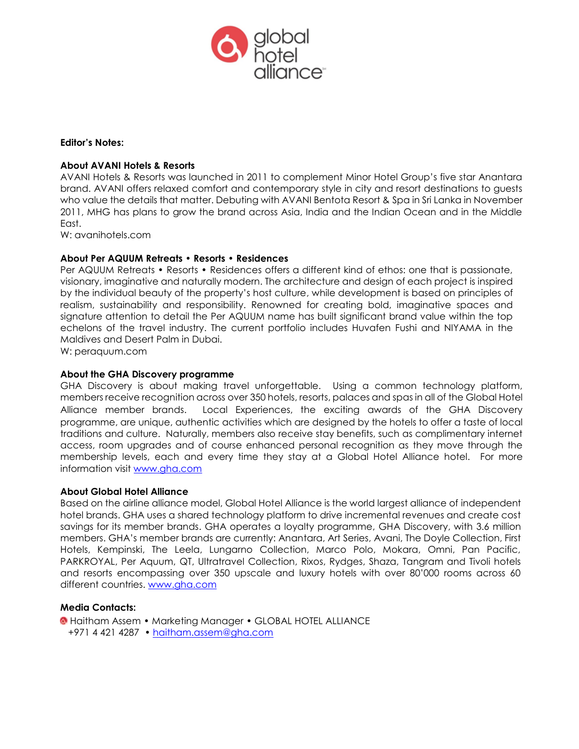**Editor's Notes:**

**About AVANI Hotels & Resorts**

AVANI Hotels & Resorts was launched in 2011 to complement Minor Hotel Group's five star Anantara brand. AVANI offers relaxed comfort and contemporary style in city and resort destinations to guests who value the details that matter. Debuting with AVANI Bentota Resort & Spa in Sri Lanka in November 2011, MHG has plans to grow the brand across Asia, India and the Indian Ocean and in the Middle East.

W: avanihotels.com

**About Per AQUUM Retreats • Resorts • Residences**

Per AQUUM Retreats • Resorts • Residences offers a different kind of ethos: one that is passionate, visionary, imaginative and naturally modern. The architecture and design of each project is inspired by the individual beauty of the property's host culture, while development is based on principles of realism, sustainability and responsibility. Renowned for creating bold, imaginative spaces and signature attention to detail the Per AQUUM name has built significant brand value within the top echelons of the travel industry. The current portfolio includes Huvafen Fushi and NIYAMA in the Maldives and Desert Palm in Dubai.

W: peraquum.com

**About the GHA Discovery programme**

GHA Discovery is about making travel unforgettable. Using a common technology platform, members receive recognition across over 350 hotels, resorts, palaces and spas in all of the Global Hotel Alliance member brands. Local Experiences, the exciting awards of the GHA Discovery programme, are unique, authentic activities which are designed by the hotels to offer a taste of local traditions and culture. Naturally, members also receive stay benefits, such as complimentary internet access, room upgrades and of course enhanced personal recognition as they move through the membership levels, each and every time they stay at a Global Hotel Alliance hotel. For more information visit www.gha.com

**About Global Hotel Alliance**

Based on the airline alliance model, Global Hotel Alliance is the world largest alliance of independent hotel brands. GHA uses a shared technology platform to drive incremental revenues and create cost savings for its member brands. GHA operates a loyalty programme, GHA Discovery, with 3.6 million members. GHA's member brands are currently: Anantara, Art Series, Avani, The Doyle Collection, First Hotels, Kempinski, The Leela, Lungarno Collection, Marco Polo, Mokara, Omni, Pan Pacific, PARKROYAL, Per Aquum, QT, Ultratravel Collection, Rixos, Rydges, Shaza, Tangram and Tivoli hotels and resorts encompassing over 350 upscale and luxury hotels with over 80'000 rooms across 60 different countries. www.gha.com

**Media Contacts:**

Haitham Assem • Marketing Manager • GLOBAL HOTEL ALLIANCE
+971 4 421 4287 • haitham.assem@gha.com